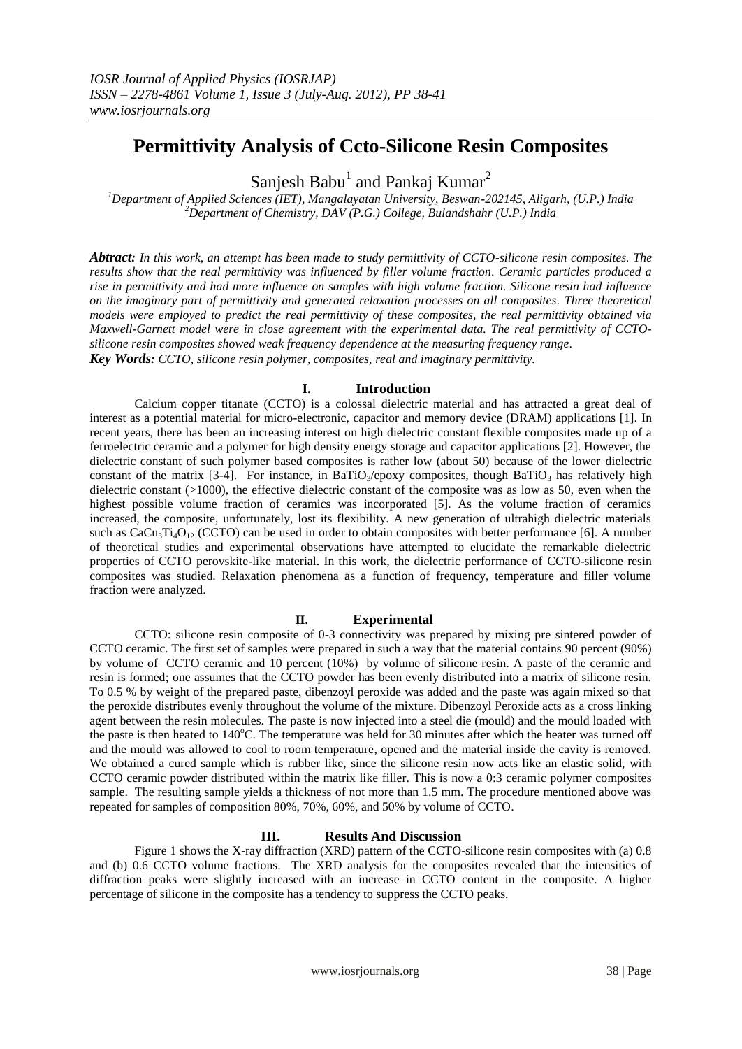# Permittivity Analysis of Ccto-Silicone Resin Composites

Sanjesh Babu[1] and Pankaj Kumar[2]

[1]Department of Applied Sciences (IET), Mangalayatan University, Beswan-202145, Aligarh, (U.P.) India
[2]Department of Chemistry, DAV (P.G.) College, Bulandshahr (U.P.) India

***Abtract:*** *In this work, an attempt has been made to study permittivity of CCTO-silicone resin composites. The results show that the real permittivity was influenced by filler volume fraction. Ceramic particles produced a rise in permittivity and had more influence on samples with high volume fraction. Silicone resin had influence on the imaginary part of permittivity and generated relaxation processes on all composites. Three theoretical models were employed to predict the real permittivity of these composites, the real permittivity obtained via Maxwell-Garnett model were in close agreement with the experimental data. The real permittivity of CCTO-silicone resin composites showed weak frequency dependence at the measuring frequency range.*

***Key Words:*** *CCTO, silicone resin polymer, composites, real and imaginary permittivity.*

## I. Introduction

Calcium copper titanate (CCTO) is a colossal dielectric material and has attracted a great deal of interest as a potential material for micro-electronic, capacitor and memory device (DRAM) applications [1]. In recent years, there has been an increasing interest on high dielectric constant flexible composites made up of a ferroelectric ceramic and a polymer for high density energy storage and capacitor applications [2]. However, the dielectric constant of such polymer based composites is rather low (about 50) because of the lower dielectric constant of the matrix [3-4]. For instance, in $BaTiO_3$/epoxy composites, though $BaTiO_3$ has relatively high dielectric constant (>1000), the effective dielectric constant of the composite was as low as 50, even when the highest possible volume fraction of ceramics was incorporated [5]. As the volume fraction of ceramics increased, the composite, unfortunately, lost its flexibility. A new generation of ultrahigh dielectric materials such as $CaCu_3Ti_4O_{12}$ (CCTO) can be used in order to obtain composites with better performance [6]. A number of theoretical studies and experimental observations have attempted to elucidate the remarkable dielectric properties of CCTO perovskite-like material. In this work, the dielectric performance of CCTO-silicone resin composites was studied. Relaxation phenomena as a function of frequency, temperature and filler volume fraction were analyzed.

## II. Experimental

CCTO: silicone resin composite of 0-3 connectivity was prepared by mixing pre sintered powder of CCTO ceramic. The first set of samples were prepared in such a way that the material contains 90 percent (90%) by volume of CCTO ceramic and 10 percent (10%) by volume of silicone resin. A paste of the ceramic and resin is formed; one assumes that the CCTO powder has been evenly distributed into a matrix of silicone resin. To 0.5 % by weight of the prepared paste, dibenzoyl peroxide was added and the paste was again mixed so that the peroxide distributes evenly throughout the volume of the mixture. Dibenzoyl Peroxide acts as a cross linking agent between the resin molecules. The paste is now injected into a steel die (mould) and the mould loaded with the paste is then heated to 140°C. The temperature was held for 30 minutes after which the heater was turned off and the mould was allowed to cool to room temperature, opened and the material inside the cavity is removed. We obtained a cured sample which is rubber like, since the silicone resin now acts like an elastic solid, with CCTO ceramic powder distributed within the matrix like filler. This is now a 0:3 ceramic polymer composites sample. The resulting sample yields a thickness of not more than 1.5 mm. The procedure mentioned above was repeated for samples of composition 80%, 70%, 60%, and 50% by volume of CCTO.

## III. Results And Discussion

Figure 1 shows the X-ray diffraction (XRD) pattern of the CCTO-silicone resin composites with (a) 0.8 and (b) 0.6 CCTO volume fractions. The XRD analysis for the composites revealed that the intensities of diffraction peaks were slightly increased with an increase in CCTO content in the composite. A higher percentage of silicone in the composite has a tendency to suppress the CCTO peaks.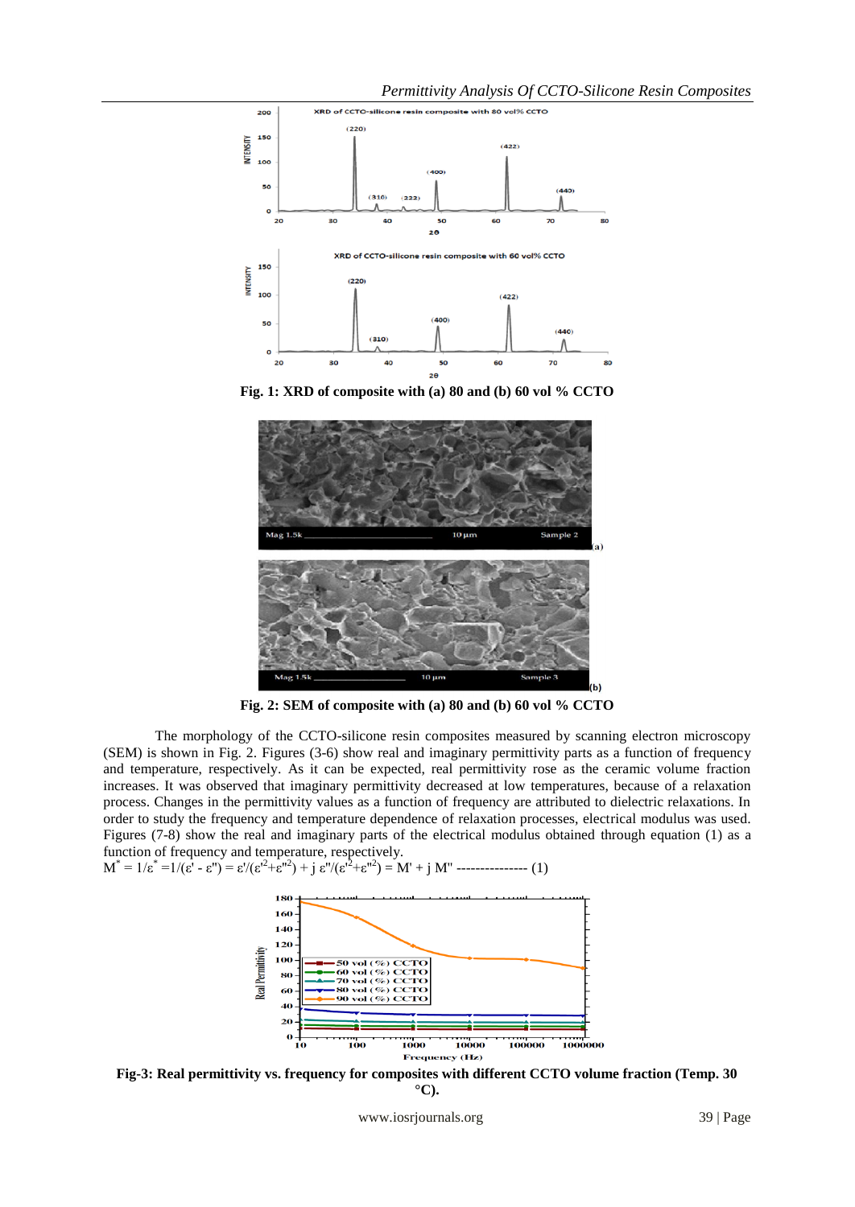Fig. 1: XRD of composite with (a) 80 and (b) 60 vol % CCTO

Fig. 2: SEM of composite with (a) 80 and (b) 60 vol % CCTO

The morphology of the CCTO-silicone resin composites measured by scanning electron microscopy (SEM) is shown in Fig. 2. Figures (3-6) show real and imaginary permittivity parts as a function of frequency and temperature, respectively. As it can be expected, real permittivity rose as the ceramic volume fraction increases. It was observed that imaginary permittivity decreased at low temperatures, because of a relaxation process. Changes in the permittivity values as a function of frequency are attributed to dielectric relaxations. In order to study the frequency and temperature dependence of relaxation processes, electrical modulus was used. Figures (7-8) show the real and imaginary parts of the electrical modulus obtained through equation (1) as a function of frequency and temperature, respectively.

$$M^* = 1/\varepsilon^* = 1/(\varepsilon' - \varepsilon'') = \varepsilon'/(\varepsilon'^2+\varepsilon''^2) + j\,\varepsilon''/(\varepsilon'^2+\varepsilon''^2) = M' + j\,M'' \quad \text{--------------- (1)}$$

Fig-3: Real permittivity vs. frequency for composites with different CCTO volume fraction (Temp. 30 °C).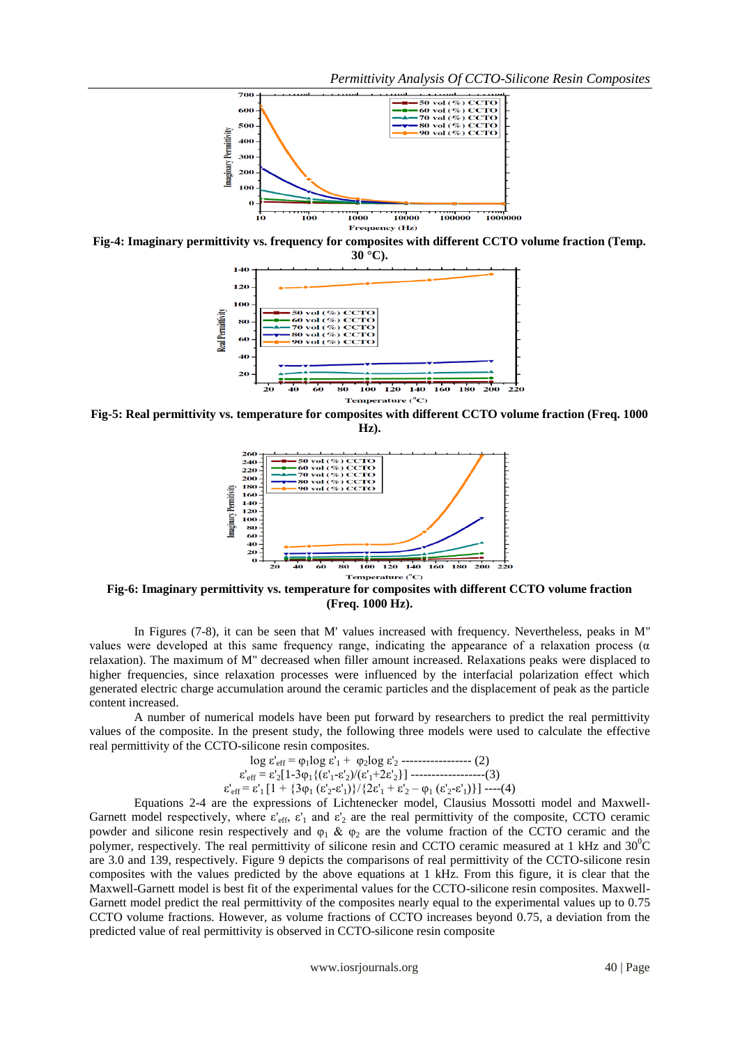**Fig-4: Imaginary permittivity vs. frequency for composites with different CCTO volume fraction (Temp. 30 °C).**

**Fig-5: Real permittivity vs. temperature for composites with different CCTO volume fraction (Freq. 1000 Hz).**

**Fig-6: Imaginary permittivity vs. temperature for composites with different CCTO volume fraction (Freq. 1000 Hz).**

In Figures (7-8), it can be seen that M' values increased with frequency. Nevertheless, peaks in M" values were developed at this same frequency range, indicating the appearance of a relaxation process (α relaxation). The maximum of M" decreased when filler amount increased. Relaxations peaks were displaced to higher frequencies, since relaxation processes were influenced by the interfacial polarization effect which generated electric charge accumulation around the ceramic particles and the displacement of peak as the particle content increased.

A number of numerical models have been put forward by researchers to predict the real permittivity values of the composite. In the present study, the following three models were used to calculate the effective real permittivity of the CCTO-silicone resin composites.

$$\log \varepsilon'_{eff} = \varphi_1 \log \varepsilon'_1 + \varphi_2 \log \varepsilon'_2 \quad \text{----------------- (2)}$$

$$\varepsilon'_{eff} = \varepsilon'_2[1-3\varphi_1\{(\varepsilon'_1-\varepsilon'_2)/(\varepsilon'_1+2\varepsilon'_2)\}] \quad \text{------------------(3)}$$

$$\varepsilon'_{eff} = \varepsilon'_1\,[1 + \{3\varphi_1\,(\varepsilon'_2-\varepsilon'_1)\}/\{2\varepsilon'_1 + \varepsilon'_2 - \varphi_1\,(\varepsilon'_2-\varepsilon'_1)\}] \quad \text{----(4)}$$

Equations 2-4 are the expressions of Lichtenecker model, Clausius Mossotti model and Maxwell-Garnett model respectively, where $\varepsilon'_{eff}$, $\varepsilon'_1$ and $\varepsilon'_2$ are the real permittivity of the composite, CCTO ceramic powder and silicone resin respectively and $\varphi_1$ & $\varphi_2$ are the volume fraction of the CCTO ceramic and the polymer, respectively. The real permittivity of silicone resin and CCTO ceramic measured at 1 kHz and $30^0$C are 3.0 and 139, respectively. Figure 9 depicts the comparisons of real permittivity of the CCTO-silicone resin composites with the values predicted by the above equations at 1 kHz. From this figure, it is clear that the Maxwell-Garnett model is best fit of the experimental values for the CCTO-silicone resin composites. Maxwell-Garnett model predict the real permittivity of the composites nearly equal to the experimental values up to 0.75 CCTO volume fractions. However, as volume fractions of CCTO increases beyond 0.75, a deviation from the predicted value of real permittivity is observed in CCTO-silicone resin composite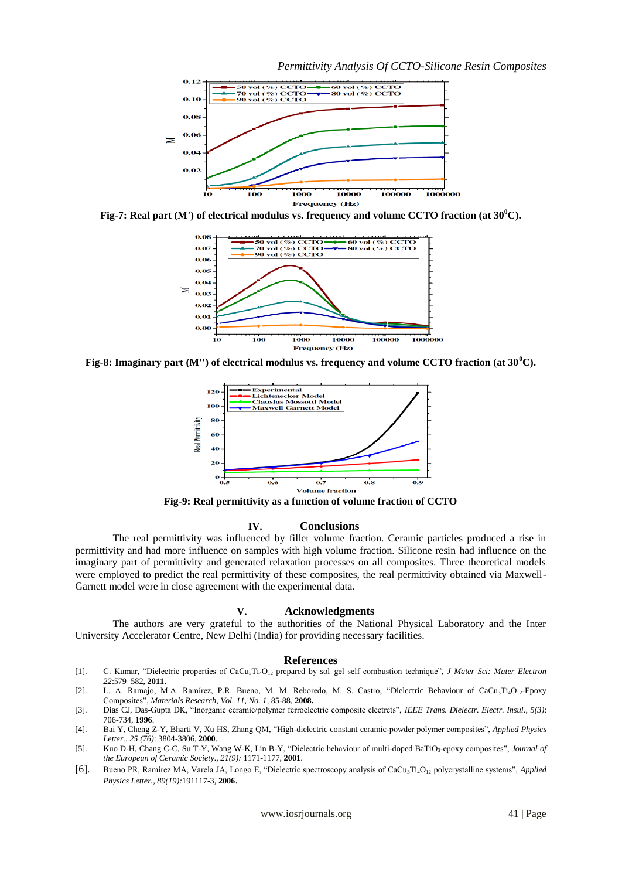50 vol (%) CCTO
60 vol (%) CCTO
70 vol (%) CCTO
80 vol (%) CCTO
90 vol (%) CCTO

M'

0.12
0.10
0.08
0.06
0.04
0.02

10 100 1000 10000 100000 1000000

Frequency (Hz)

**Fig-7: Real part (M') of electrical modulus vs. frequency and volume CCTO fraction (at 30$^0$C).**

50 vol (%) CCTO
60 vol (%) CCTO
70 vol (%) CCTO
80 vol (%) CCTO
90 vol (%) CCTO

M''

0.08
0.07
0.06
0.05
0.04
0.03
0.02
0.01
0.00

10 100 1000 10000 100000 1000000

Frequency (Hz)

**Fig-8: Imaginary part (M'') of electrical modulus vs. frequency and volume CCTO fraction (at 30$^0$C).**

Experimental
Lichtenecker Model
Clausius Mossotti Model
Maxwell Garnett Model

Real Permittivity

120
100
80
60
40
20
0

0.5 0.6 0.7 0.8 0.9

Volume fraction

**Fig-9: Real permittivity as a function of volume fraction of CCTO**

## IV. Conclusions

The real permittivity was influenced by filler volume fraction. Ceramic particles produced a rise in permittivity and had more influence on samples with high volume fraction. Silicone resin had influence on the imaginary part of permittivity and generated relaxation processes on all composites. Three theoretical models were employed to predict the real permittivity of these composites, the real permittivity obtained via Maxwell-Garnett model were in close agreement with the experimental data.

## V. Acknowledgments

The authors are very grateful to the authorities of the National Physical Laboratory and the Inter University Accelerator Centre, New Delhi (India) for providing necessary facilities.

## References

[1]. C. Kumar, "Dielectric properties of $CaCu_3Ti_4O_{12}$ prepared by sol–gel self combustion technique", *J Mater Sci: Mater Electron 22*:579–582, **2011.**

[2]. L. A. Ramajo, M.A. Ramírez, P.R. Bueno, M. M. Reboredo, M. S. Castro, "Dielectric Behaviour of $CaCu_3Ti_4O_{12}$-Epoxy Composites", *Materials Research, Vol. 11, No. 1*, 85-88, **2008.**

[3]. Dias CJ, Das-Gupta DK, "Inorganic ceramic/polymer ferroelectric composite electrets", *IEEE Trans. Dielectr. Electr. Insul., 5(3)*: 706-734, **1996**.

[4]. Bai Y, Cheng Z-Y, Bharti V, Xu HS, Zhang QM, "High-dielectric constant ceramic-powder polymer composites", *Applied Physics Letter., 25 (76)*: 3804-3806, **2000**.

[5]. Kuo D-H, Chang C-C, Su T-Y, Wang W-K, Lin B-Y, "Dielectric behaviour of multi-doped $BaTiO_3$-epoxy composites", *Journal of the European of Ceramic Society., 21(9):* 1171-1177, **2001**.

[6]. Bueno PR, Ramírez MA, Varela JA, Longo E, "Dielectric spectroscopy analysis of $CaCu_3Ti_4O_{12}$ polycrystalline systems", *Applied Physics Letter., 89(19):*191117-3, **2006**.